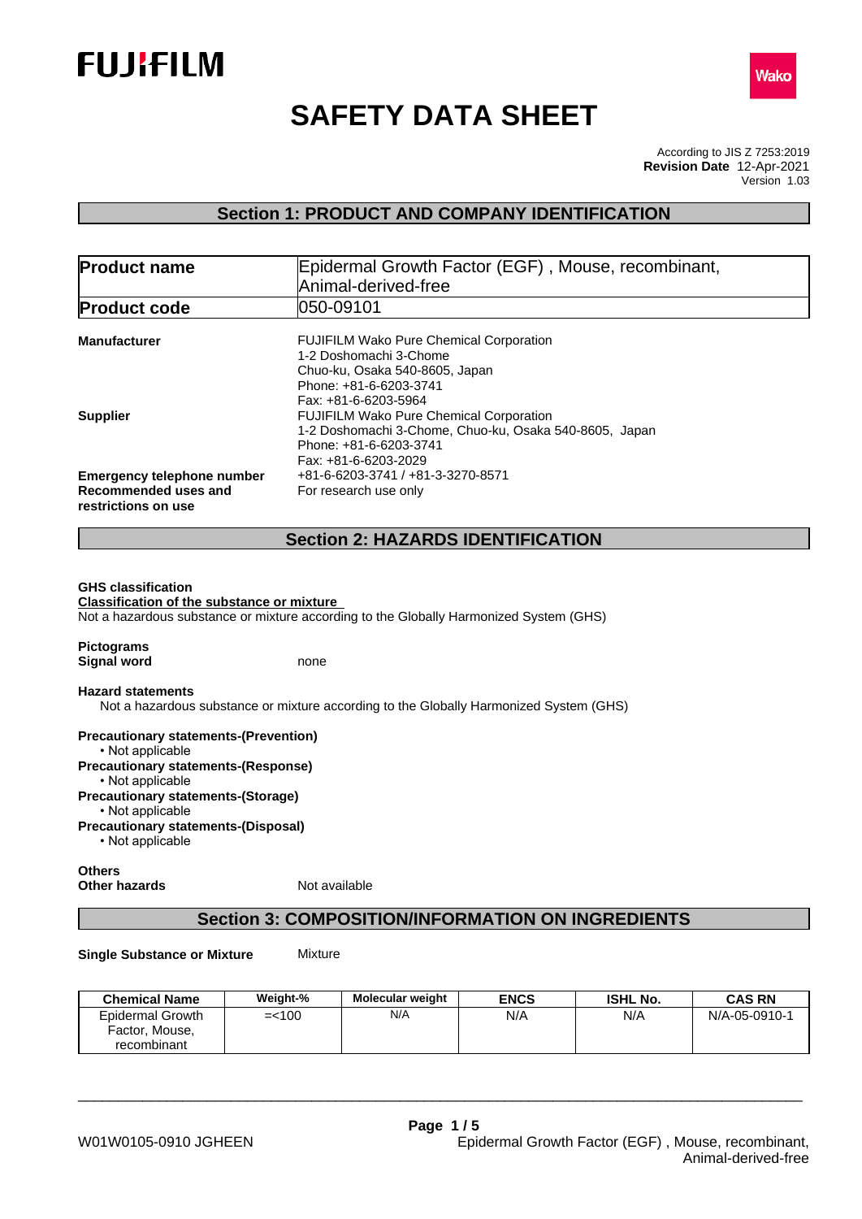FUJIFILM

Wako

# SAFETY DATA SHEET

According to JIS Z 7253:2019
**Revision Date** 12-Apr-2021
Version 1.03

## Section 1: PRODUCT AND COMPANY IDENTIFICATION

| **Product name** | Epidermal Growth Factor (EGF) , Mouse, recombinant, Animal-derived-free |
|---|---|
| **Product code** | 050-09101 |

**Manufacturer**
FUJIFILM Wako Pure Chemical Corporation
1-2 Doshomachi 3-Chome
Chuo-ku, Osaka 540-8605, Japan
Phone: +81-6-6203-3741
Fax: +81-6-6203-5964

**Supplier**
FUJIFILM Wako Pure Chemical Corporation
1-2 Doshomachi 3-Chome, Chuo-ku, Osaka 540-8605, Japan
Phone: +81-6-6203-3741
Fax: +81-6-6203-2029

**Emergency telephone number** +81-6-6203-3741 / +81-3-3270-8571

**Recommended uses and restrictions on use** For research use only

## Section 2: HAZARDS IDENTIFICATION

**GHS classification**

**Classification of the substance or mixture**

Not a hazardous substance or mixture according to the Globally Harmonized System (GHS)

**Pictograms**

**Signal word** none

**Hazard statements**

Not a hazardous substance or mixture according to the Globally Harmonized System (GHS)

**Precautionary statements-(Prevention)**
- Not applicable

**Precautionary statements-(Response)**
- Not applicable

**Precautionary statements-(Storage)**
- Not applicable

**Precautionary statements-(Disposal)**
- Not applicable

**Others**

**Other hazards** Not available

## Section 3: COMPOSITION/INFORMATION ON INGREDIENTS

**Single Substance or Mixture** Mixture

| Chemical Name | Weight-% | Molecular weight | ENCS | ISHL No. | CAS RN |
|---|---|---|---|---|---|
| Epidermal Growth Factor, Mouse, recombinant | =<100 | N/A | N/A | N/A | N/A-05-0910-1 |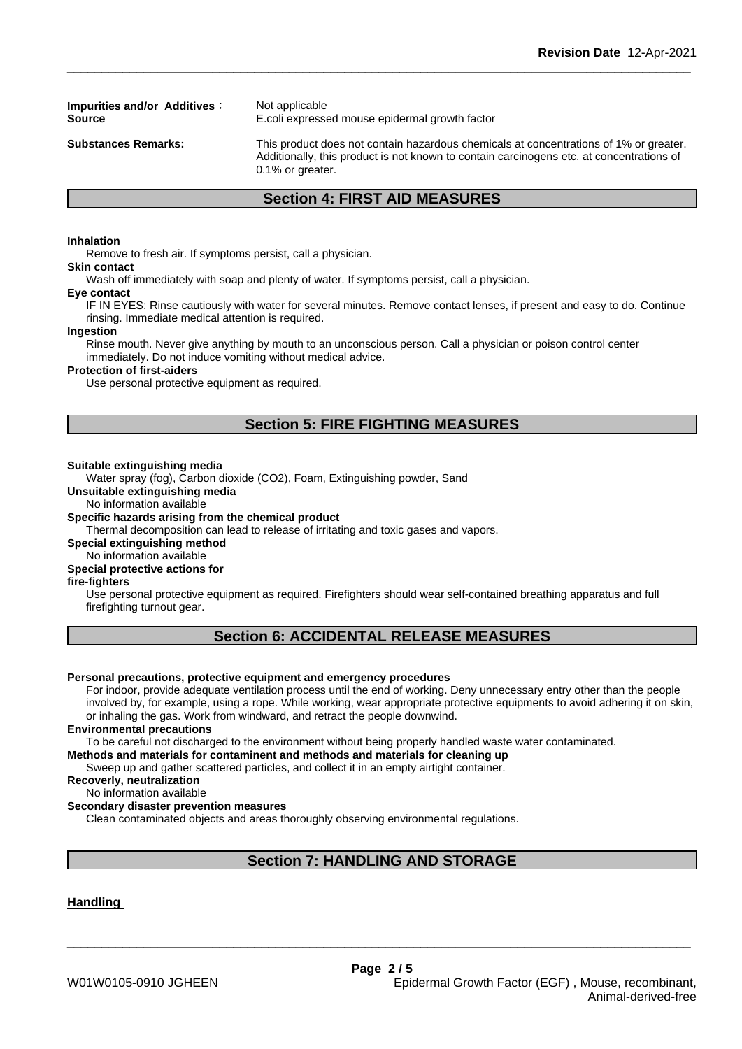| | |
|---|---|
| **Impurities and/or Additives :** | Not applicable |
| **Source** | E.coli expressed mouse epidermal growth factor |
| **Substances Remarks:** | This product does not contain hazardous chemicals at concentrations of 1% or greater. Additionally, this product is not known to contain carcinogens etc. at concentrations of 0.1% or greater. |

## Section 4: FIRST AID MEASURES

**Inhalation**
Remove to fresh air. If symptoms persist, call a physician.

**Skin contact**
Wash off immediately with soap and plenty of water. If symptoms persist, call a physician.

**Eye contact**
IF IN EYES: Rinse cautiously with water for several minutes. Remove contact lenses, if present and easy to do. Continue rinsing. Immediate medical attention is required.

**Ingestion**
Rinse mouth. Never give anything by mouth to an unconscious person. Call a physician or poison control center immediately. Do not induce vomiting without medical advice.

**Protection of first-aiders**
Use personal protective equipment as required.

## Section 5: FIRE FIGHTING MEASURES

**Suitable extinguishing media**
Water spray (fog), Carbon dioxide ($CO_2$), Foam, Extinguishing powder, Sand

**Unsuitable extinguishing media**
No information available

**Specific hazards arising from the chemical product**
Thermal decomposition can lead to release of irritating and toxic gases and vapors.

**Special extinguishing method**
No information available

**Special protective actions for fire-fighters**
Use personal protective equipment as required. Firefighters should wear self-contained breathing apparatus and full firefighting turnout gear.

## Section 6: ACCIDENTAL RELEASE MEASURES

**Personal precautions, protective equipment and emergency procedures**
For indoor, provide adequate ventilation process until the end of working. Deny unnecessary entry other than the people involved by, for example, using a rope. While working, wear appropriate protective equipments to avoid adhering it on skin, or inhaling the gas. Work from windward, and retract the people downwind.

**Environmental precautions**
To be careful not discharged to the environment without being properly handled waste water contaminated.

**Methods and materials for contaminent and methods and materials for cleaning up**
Sweep up and gather scattered particles, and collect it in an empty airtight container.

**Recoverly, neutralization**
No information available

**Secondary disaster prevention measures**
Clean contaminated objects and areas thoroughly observing environmental regulations.

## Section 7: HANDLING AND STORAGE

**Handling**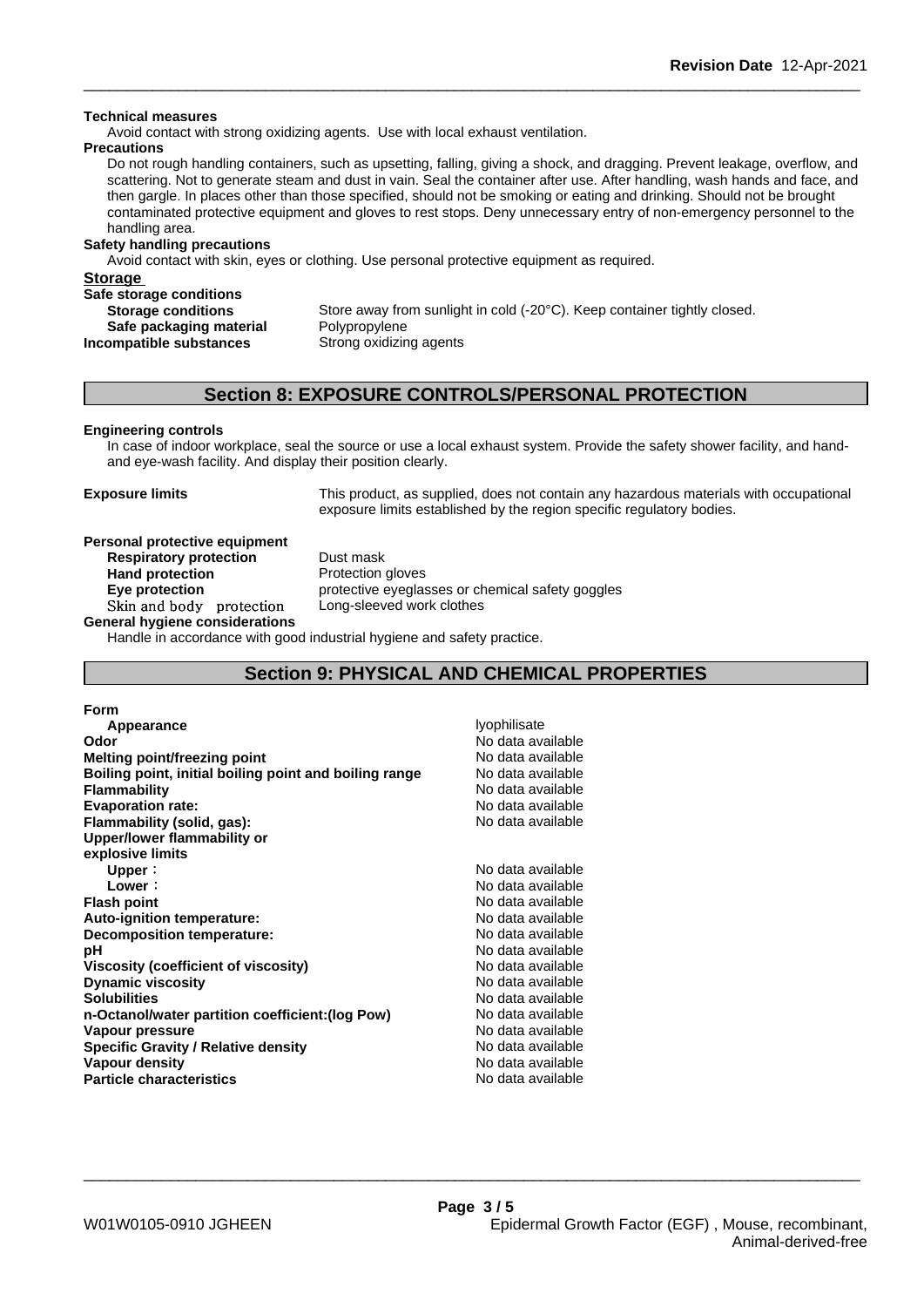**Technical measures**

Avoid contact with strong oxidizing agents. Use with local exhaust ventilation.

**Precautions**

Do not rough handling containers, such as upsetting, falling, giving a shock, and dragging. Prevent leakage, overflow, and scattering. Not to generate steam and dust in vain. Seal the container after use. After handling, wash hands and face, and then gargle. In places other than those specified, should not be smoking or eating and drinking. Should not be brought contaminated protective equipment and gloves to rest stops. Deny unnecessary entry of non-emergency personnel to the handling area.

**Safety handling precautions**

Avoid contact with skin, eyes or clothing. Use personal protective equipment as required.

**Storage**

**Safe storage conditions**

| | |
|---|---|
| **Storage conditions** | Store away from sunlight in cold (-20°C). Keep container tightly closed. |
| **Safe packaging material** | Polypropylene |
| **Incompatible substances** | Strong oxidizing agents |

## Section 8: EXPOSURE CONTROLS/PERSONAL PROTECTION

**Engineering controls**

In case of indoor workplace, seal the source or use a local exhaust system. Provide the safety shower facility, and hand- and eye-wash facility. And display their position clearly.

**Exposure limits** This product, as supplied, does not contain any hazardous materials with occupational exposure limits established by the region specific regulatory bodies.

**Personal protective equipment**

| | |
|---|---|
| **Respiratory protection** | Dust mask |
| **Hand protection** | Protection gloves |
| **Eye protection** | protective eyeglasses or chemical safety goggles |
| Skin and body protection | Long-sleeved work clothes |

**General hygiene considerations**

Handle in accordance with good industrial hygiene and safety practice.

## Section 9: PHYSICAL AND CHEMICAL PROPERTIES

**Form**

| | |
|---|---|
| **Appearance** | lyophilisate |
| **Odor** | No data available |
| **Melting point/freezing point** | No data available |
| **Boiling point, initial boiling point and boiling range** | No data available |
| **Flammability** | No data available |
| **Evaporation rate:** | No data available |
| **Flammability (solid, gas):** | No data available |
| **Upper/lower flammability or explosive limits** | |
| **Upper**： | No data available |
| **Lower**： | No data available |
| **Flash point** | No data available |
| **Auto-ignition temperature:** | No data available |
| **Decomposition temperature:** | No data available |
| **pH** | No data available |
| **Viscosity (coefficient of viscosity)** | No data available |
| **Dynamic viscosity** | No data available |
| **Solubilities** | No data available |
| **n-Octanol/water partition coefficient:(log Pow)** | No data available |
| **Vapour pressure** | No data available |
| **Specific Gravity / Relative density** | No data available |
| **Vapour density** | No data available |
| **Particle characteristics** | No data available |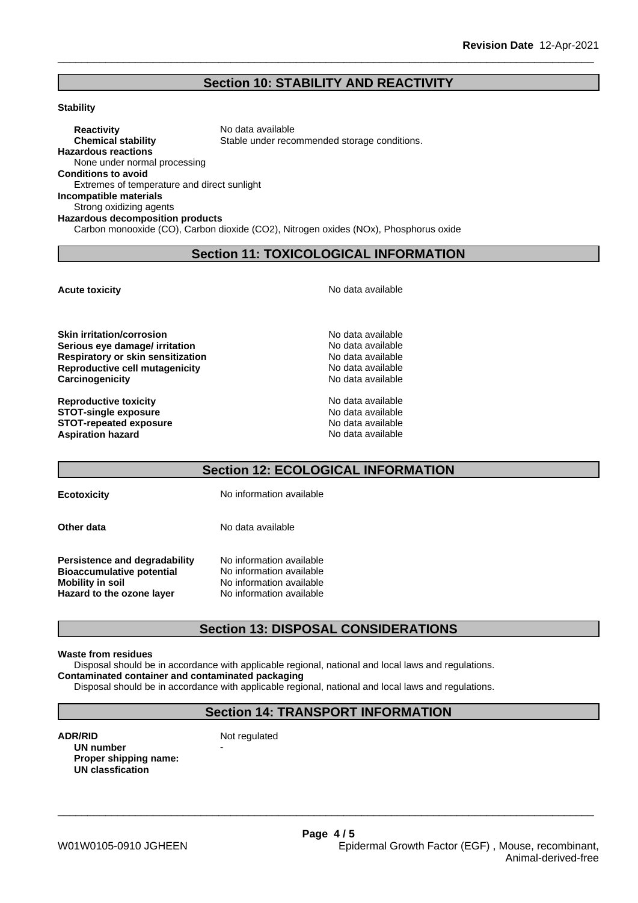## Section 10: STABILITY AND REACTIVITY

**Stability**

**Reactivity** No data available
**Chemical stability** Stable under recommended storage conditions.

**Hazardous reactions**
None under normal processing

**Conditions to avoid**
Extremes of temperature and direct sunlight

**Incompatible materials**
Strong oxidizing agents

**Hazardous decomposition products**
Carbon monooxide (CO), Carbon dioxide ($CO_2$), Nitrogen oxides (NOx), Phosphorus oxide

## Section 11: TOXICOLOGICAL INFORMATION

**Acute toxicity** No data available

**Skin irritation/corrosion** No data available
**Serious eye damage/ irritation** No data available
**Respiratory or skin sensitization** No data available
**Reproductive cell mutagenicity** No data available
**Carcinogenicity** No data available

**Reproductive toxicity** No data available
**STOT-single exposure** No data available
**STOT-repeated exposure** No data available
**Aspiration hazard** No data available

## Section 12: ECOLOGICAL INFORMATION

**Ecotoxicity** No information available

**Other data** No data available

**Persistence and degradability** No information available
**Bioaccumulative potential** No information available
**Mobility in soil** No information available
**Hazard to the ozone layer** No information available

## Section 13: DISPOSAL CONSIDERATIONS

**Waste from residues**
Disposal should be in accordance with applicable regional, national and local laws and regulations.

**Contaminated container and contaminated packaging**
Disposal should be in accordance with applicable regional, national and local laws and regulations.

## Section 14: TRANSPORT INFORMATION

**ADR/RID** Not regulated
**UN number** -
**Proper shipping name:**
**UN classfication**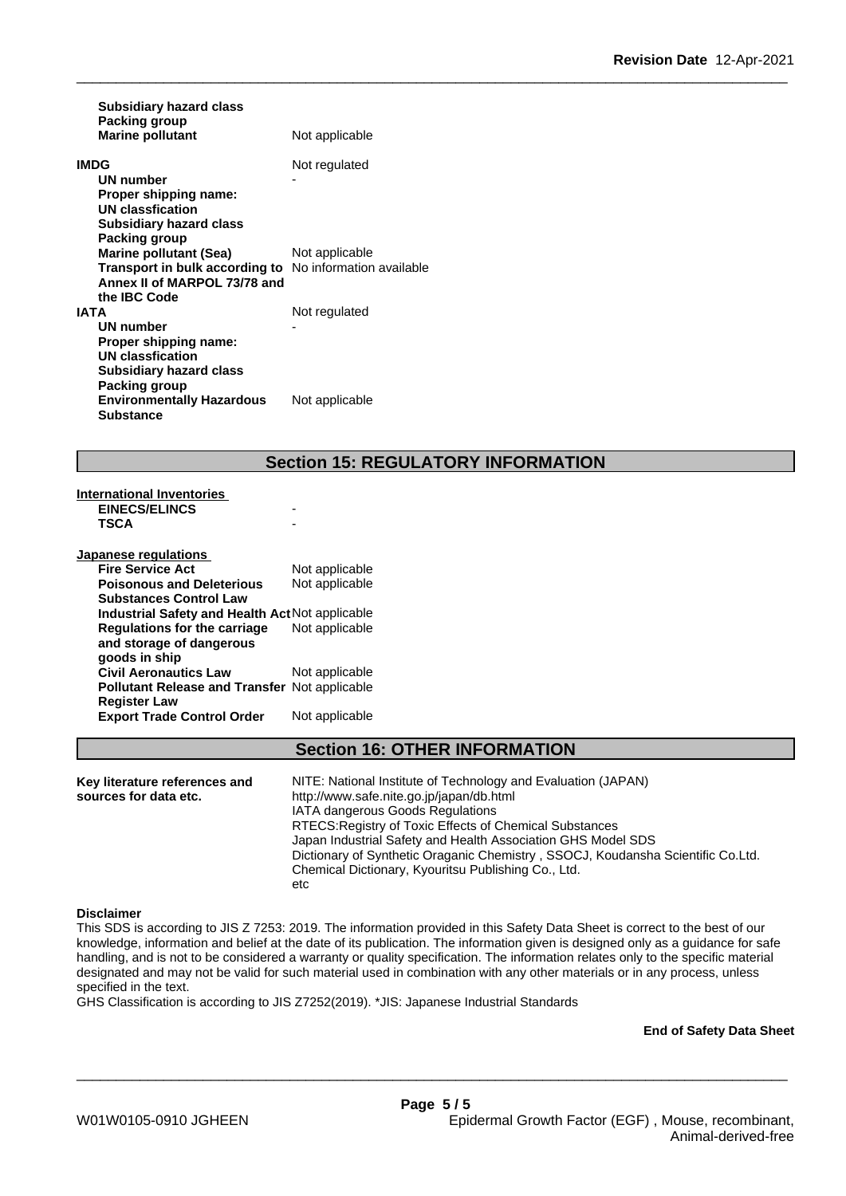| | |
|---|---|
| **Subsidiary hazard class** | |
| **Packing group** | |
| **Marine pollutant** | Not applicable |

| | |
|---|---|
| **IMDG** | Not regulated |
| **UN number** | - |
| **Proper shipping name:** | |
| **UN classfication** | |
| **Subsidiary hazard class** | |
| **Packing group** | |
| **Marine pollutant (Sea)** | Not applicable |
| **Transport in bulk according to Annex II of MARPOL 73/78 and the IBC Code** | No information available |
| **IATA** | Not regulated |
| **UN number** | - |
| **Proper shipping name:** | |
| **UN classfication** | |
| **Subsidiary hazard class** | |
| **Packing group** | |
| **Environmentally Hazardous Substance** | Not applicable |

## Section 15: REGULATORY INFORMATION

**International Inventories**

| | |
|---|---|
| **EINECS/ELINCS** | - |
| **TSCA** | - |

**Japanese regulations**

| | |
|---|---|
| **Fire Service Act** | Not applicable |
| **Poisonous and Deleterious Substances Control Law** | Not applicable |
| **Industrial Safety and Health Act** | Not applicable |
| **Regulations for the carriage and storage of dangerous goods in ship** | Not applicable |
| **Civil Aeronautics Law** | Not applicable |
| **Pollutant Release and Transfer Register Law** | Not applicable |
| **Export Trade Control Order** | Not applicable |

## Section 16: OTHER INFORMATION

**Key literature references and sources for data etc.**

NITE: National Institute of Technology and Evaluation (JAPAN)
http://www.safe.nite.go.jp/japan/db.html
IATA dangerous Goods Regulations
RTECS:Registry of Toxic Effects of Chemical Substances
Japan Industrial Safety and Health Association GHS Model SDS
Dictionary of Synthetic Oraganic Chemistry , SSOCJ, Koudansha Scientific Co.Ltd.
Chemical Dictionary, Kyouritsu Publishing Co., Ltd.
etc

**Disclaimer**

This SDS is according to JIS Z 7253: 2019. The information provided in this Safety Data Sheet is correct to the best of our knowledge, information and belief at the date of its publication. The information given is designed only as a guidance for safe handling, and is not to be considered a warranty or quality specification. The information relates only to the specific material designated and may not be valid for such material used in combination with any other materials or in any process, unless specified in the text.

GHS Classification is according to JIS Z7252(2019). *JIS: Japanese Industrial Standards

**End of Safety Data Sheet**